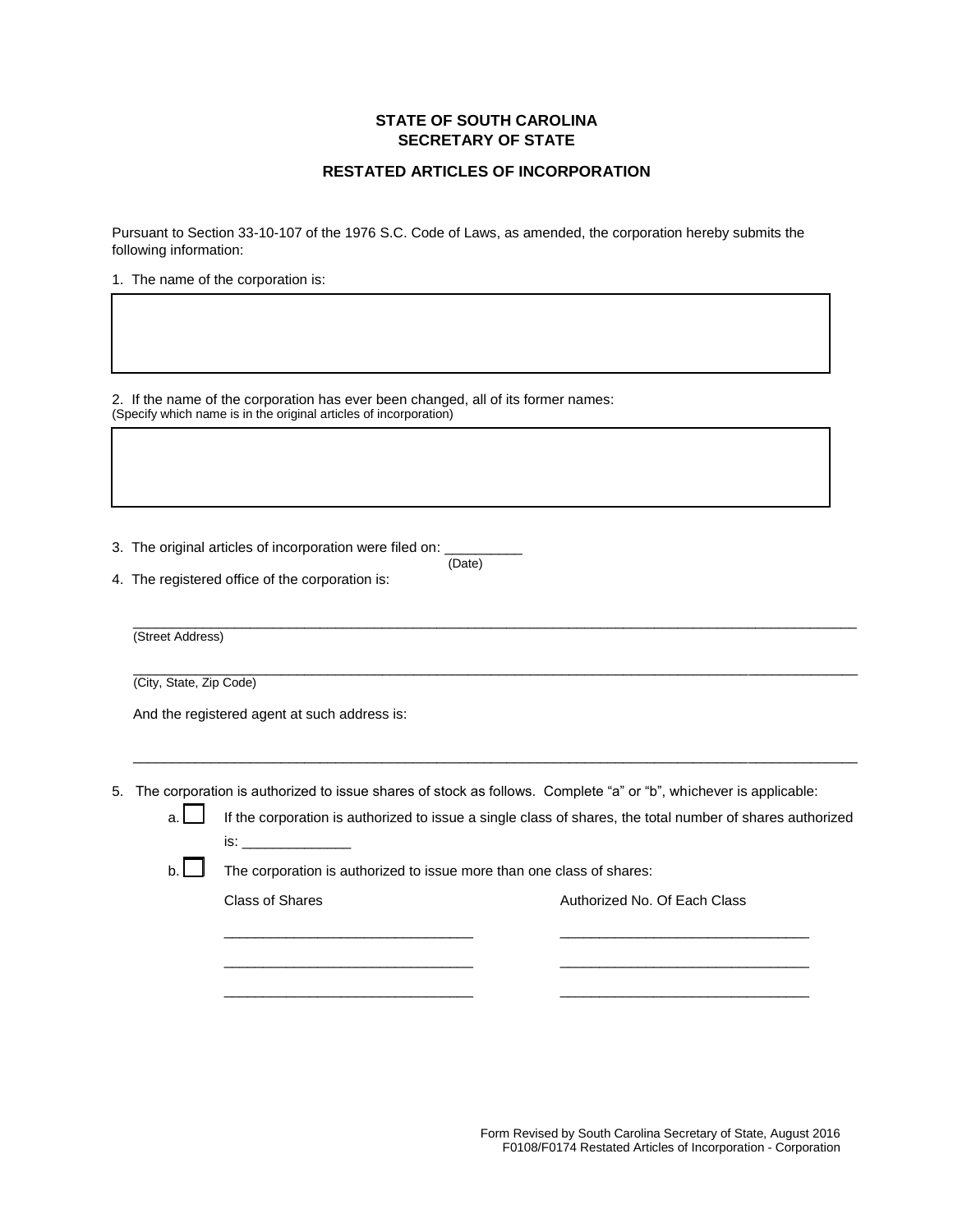**STATE OF SOUTH CAROLINA**
**SECRETARY OF STATE**

**RESTATED ARTICLES OF INCORPORATION**

Pursuant to Section 33-10-107 of the 1976 S.C. Code of Laws, as amended, the corporation hereby submits the following information:

1. The name of the corporation is:

| |
|---|
| |

2. If the name of the corporation has ever been changed, all of its former names:
(Specify which name is in the original articles of incorporation)

| |
|---|
| |

3. The original articles of incorporation were filed on: __________
(Date)

4. The registered office of the corporation is:

_______________________________________________________________________________________________
(Street Address)

_______________________________________________________________________________________________
(City, State, Zip Code)

And the registered agent at such address is:

_______________________________________________________________________________________________

5. The corporation is authorized to issue shares of stock as follows. Complete "a" or "b", whichever is applicable:

a. ☐ If the corporation is authorized to issue a single class of shares, the total number of shares authorized is: ______________

b. ☐ The corporation is authorized to issue more than one class of shares:

| Class of Shares | Authorized No. Of Each Class |
|---|---|
| ________________________________ | ________________________________ |
| ________________________________ | ________________________________ |
| ________________________________ | ________________________________ |

Form Revised by South Carolina Secretary of State, August 2016
F0108/F0174 Restated Articles of Incorporation - Corporation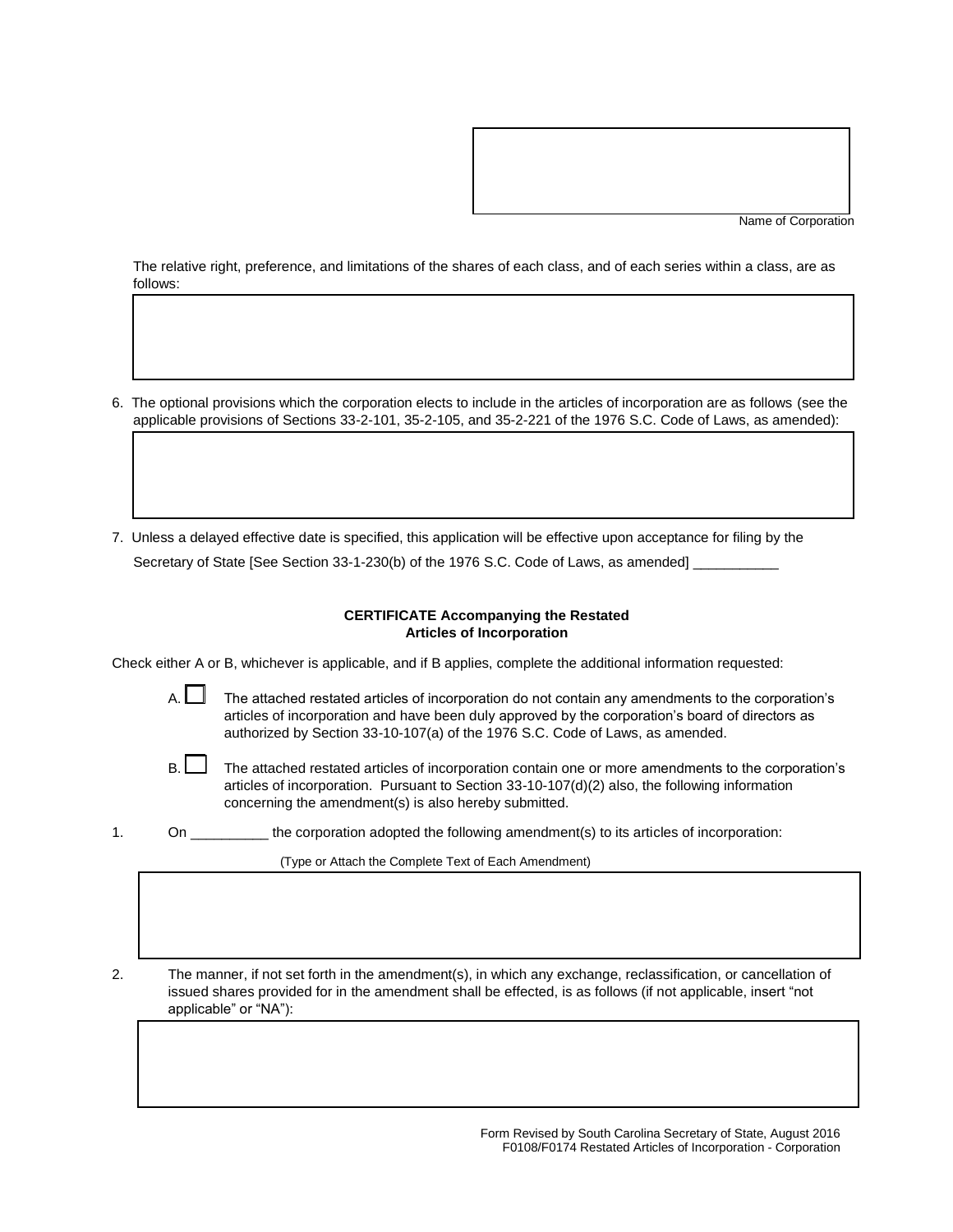Name of Corporation

The relative right, preference, and limitations of the shares of each class, and of each series within a class, are as follows:

6. The optional provisions which the corporation elects to include in the articles of incorporation are as follows (see the applicable provisions of Sections 33-2-101, 35-2-105, and 35-2-221 of the 1976 S.C. Code of Laws, as amended):

7. Unless a delayed effective date is specified, this application will be effective upon acceptance for filing by the Secretary of State [See Section 33-1-230(b) of the 1976 S.C. Code of Laws, as amended] ___________

**CERTIFICATE Accompanying the Restated Articles of Incorporation**

Check either A or B, whichever is applicable, and if B applies, complete the additional information requested:

A. ☐ The attached restated articles of incorporation do not contain any amendments to the corporation's articles of incorporation and have been duly approved by the corporation's board of directors as authorized by Section 33-10-107(a) of the 1976 S.C. Code of Laws, as amended.

B. ☐ The attached restated articles of incorporation contain one or more amendments to the corporation's articles of incorporation. Pursuant to Section 33-10-107(d)(2) also, the following information concerning the amendment(s) is also hereby submitted.

1. On __________ the corporation adopted the following amendment(s) to its articles of incorporation:

(Type or Attach the Complete Text of Each Amendment)

2. The manner, if not set forth in the amendment(s), in which any exchange, reclassification, or cancellation of issued shares provided for in the amendment shall be effected, is as follows (if not applicable, insert "not applicable" or "NA"):

Form Revised by South Carolina Secretary of State, August 2016
F0108/F0174 Restated Articles of Incorporation - Corporation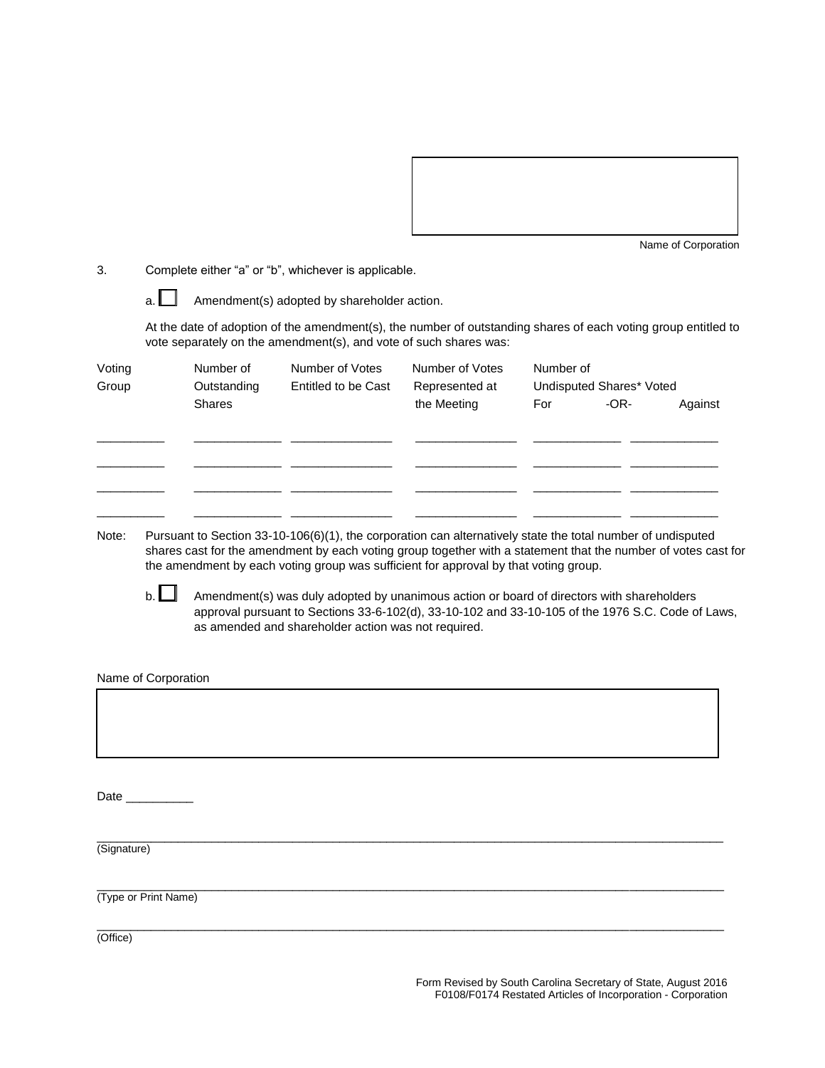Name of Corporation

3. Complete either "a" or "b", whichever is applicable.

a. ☐ Amendment(s) adopted by shareholder action.

At the date of adoption of the amendment(s), the number of outstanding shares of each voting group entitled to vote separately on the amendment(s), and vote of such shares was:

| Voting Group | Number of Outstanding Shares | Number of Votes Entitled to be Cast | Number of Votes Represented at the Meeting | Number of Undisputed Shares* Voted For | -OR- Against |
|---|---|---|---|---|---|
| __________ | _____________ | _______________ | _______________ | _____________ | _____________ |
| __________ | _____________ | _______________ | _______________ | _____________ | _____________ |
| __________ | _____________ | _______________ | _______________ | _____________ | _____________ |
| __________ | _____________ | _______________ | _______________ | _____________ | _____________ |

Note: Pursuant to Section 33-10-106(6)(1), the corporation can alternatively state the total number of undisputed shares cast for the amendment by each voting group together with a statement that the number of votes cast for the amendment by each voting group was sufficient for approval by that voting group.

b. ☐ Amendment(s) was duly adopted by unanimous action or board of directors with shareholders approval pursuant to Sections 33-6-102(d), 33-10-102 and 33-10-105 of the 1976 S.C. Code of Laws, as amended and shareholder action was not required.

Name of Corporation

Date __________

_____________________________________________________________________________________
(Signature)

_____________________________________________________________________________________
(Type or Print Name)

_____________________________________________________________________________________
(Office)

Form Revised by South Carolina Secretary of State, August 2016
F0108/F0174 Restated Articles of Incorporation - Corporation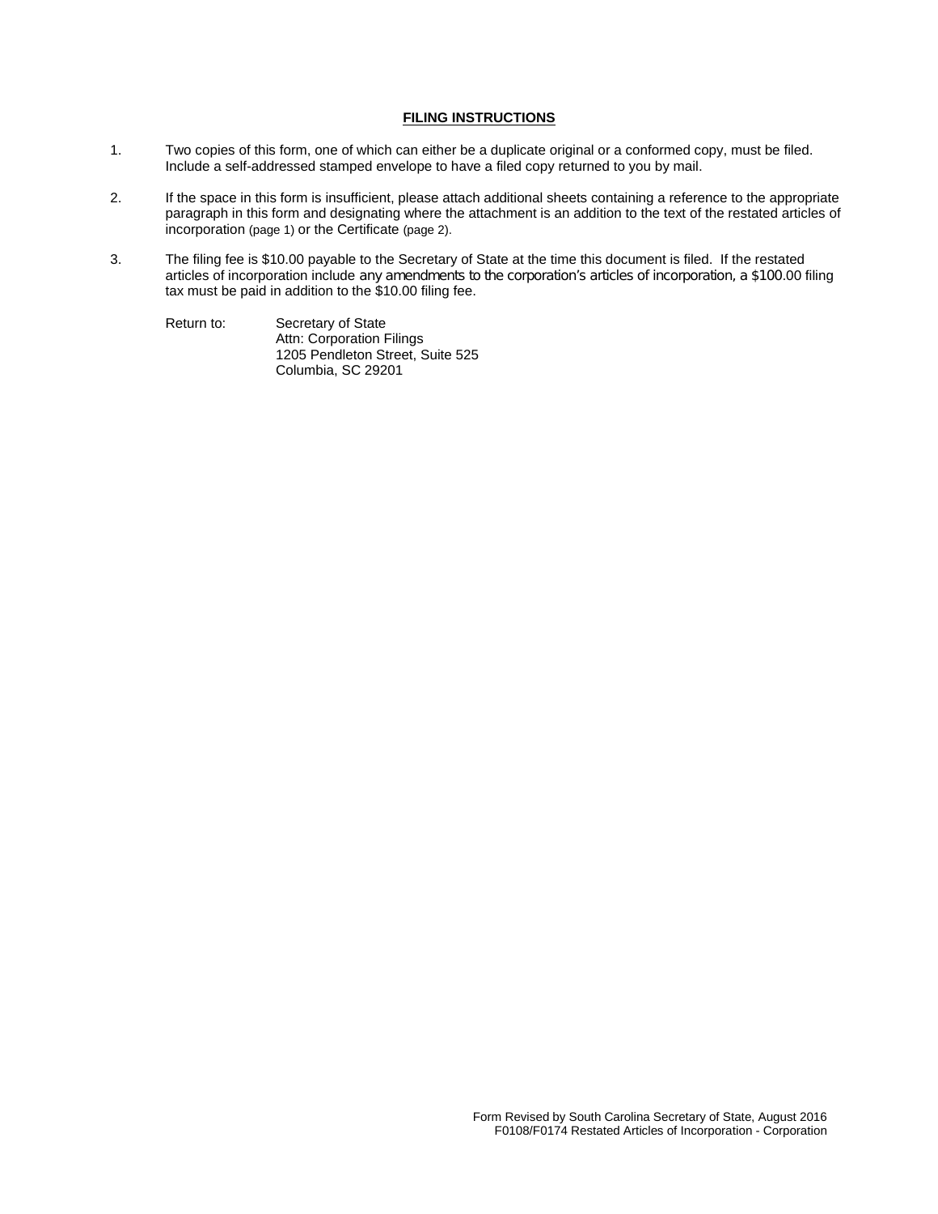## FILING INSTRUCTIONS

1. Two copies of this form, one of which can either be a duplicate original or a conformed copy, must be filed. Include a self-addressed stamped envelope to have a filed copy returned to you by mail.

2. If the space in this form is insufficient, please attach additional sheets containing a reference to the appropriate paragraph in this form and designating where the attachment is an addition to the text of the restated articles of incorporation (page 1) or the Certificate (page 2).

3. The filing fee is $10.00 payable to the Secretary of State at the time this document is filed. If the restated articles of incorporation include any amendments to the corporation's articles of incorporation, a $100.00 filing tax must be paid in addition to the $10.00 filing fee.

   Return to: Secretary of State
   Attn: Corporation Filings
   1205 Pendleton Street, Suite 525
   Columbia, SC 29201

Form Revised by South Carolina Secretary of State, August 2016
F0108/F0174 Restated Articles of Incorporation - Corporation